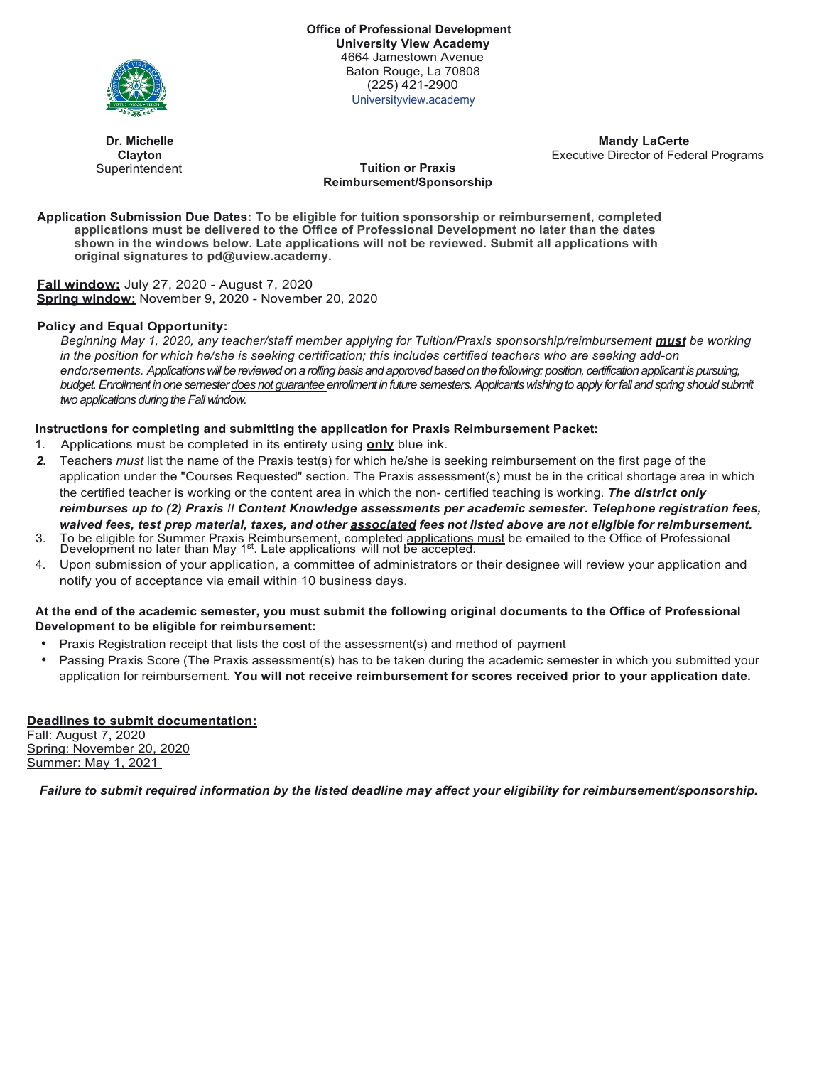**Office of Professional Development**
**University View Academy**
4664 Jamestown Avenue
Baton Rouge, La 70808
(225) 421-2900
Universityview.academy

**Dr. Michelle Clayton**
Superintendent

**Mandy LaCerte**
Executive Director of Federal Programs

## Tuition or Praxis Reimbursement/Sponsorship

**Application Submission Due Dates: To be eligible for tuition sponsorship or reimbursement, completed applications must be delivered to the Office of Professional Development no later than the dates shown in the windows below. Late applications will not be reviewed. Submit all applications with original signatures to pd@uview.academy.**

**Fall window:** July 27, 2020 - August 7, 2020
**Spring window:** November 9, 2020 - November 20, 2020

**Policy and Equal Opportunity:**

*Beginning May 1, 2020, any teacher/staff member applying for Tuition/Praxis sponsorship/reimbursement **must** be working in the position for which he/she is seeking certification; this includes certified teachers who are seeking add-on endorsements. Applications will be reviewed on a rolling basis and approved based on the following: position, certification applicant is pursuing, budget. Enrollment in one semester does not guarantee enrollment in future semesters. Applicants wishing to apply for fall and spring should submit two applications during the Fall window.*

**Instructions for completing and submitting the application for Praxis Reimbursement Packet:**

1. Applications must be completed in its entirety using **only** blue ink.
2. Teachers *must* list the name of the Praxis test(s) for which he/she is seeking reimbursement on the first page of the application under the "Courses Requested" section. The Praxis assessment(s) must be in the critical shortage area in which the certified teacher is working or the content area in which the non- certified teaching is working. ***The district only reimburses up to (2) Praxis // Content Knowledge assessments per academic semester. Telephone registration fees, waived fees, test prep material, taxes, and other associated fees not listed above are not eligible for reimbursement.***
3. To be eligible for Summer Praxis Reimbursement, completed applications must be emailed to the Office of Professional Development no later than May 1st. Late applications will not be accepted.
4. Upon submission of your application, a committee of administrators or their designee will review your application and notify you of acceptance via email within 10 business days.

**At the end of the academic semester, you must submit the following original documents to the Office of Professional Development to be eligible for reimbursement:**

- Praxis Registration receipt that lists the cost of the assessment(s) and method of payment
- Passing Praxis Score (The Praxis assessment(s) has to be taken during the academic semester in which you submitted your application for reimbursement. **You will not receive reimbursement for scores received prior to your application date.**

**Deadlines to submit documentation:**
Fall: August 7, 2020
Spring: November 20, 2020
Summer: May 1, 2021

***Failure to submit required information by the listed deadline may affect your eligibility for reimbursement/sponsorship.***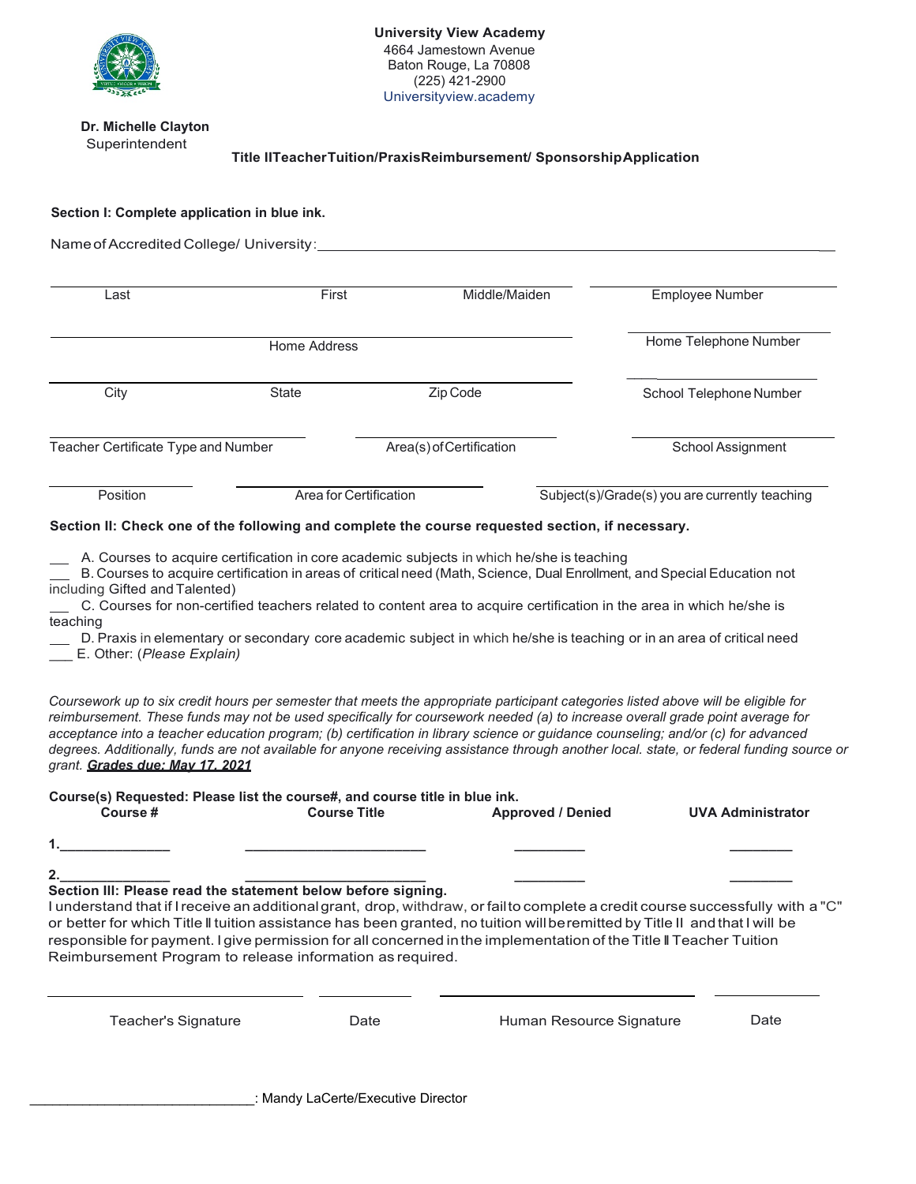**University View Academy**
4664 Jamestown Avenue
Baton Rouge, La 70808
(225) 421-2900
Universityview.academy

**Dr. Michelle Clayton**
Superintendent

**Title II Teacher Tuition/Praxis Reimbursement/ Sponsorship Application**

**Section I: Complete application in blue ink.**

Name of Accredited College/ University:_______________________________________________

| | | | |
|---|---|---|---|
| Last | First | Middle/Maiden | Employee Number |
| Home Address | | | Home Telephone Number |
| City | State | Zip Code | School Telephone Number |
| Teacher Certificate Type and Number | Area(s) of Certification | | School Assignment |
| Position | Area for Certification | | Subject(s)/Grade(s) you are currently teaching |

**Section II: Check one of the following and complete the course requested section, if necessary.**

___ A. Courses to acquire certification in core academic subjects in which he/she is teaching
___ B. Courses to acquire certification in areas of critical need (Math, Science, Dual Enrollment, and Special Education not including Gifted and Talented)
___ C. Courses for non-certified teachers related to content area to acquire certification in the area in which he/she is teaching
___ D. Praxis in elementary or secondary core academic subject in which he/she is teaching or in an area of critical need
___ E. Other: (*Please Explain*)

*Coursework up to six credit hours per semester that meets the appropriate participant categories listed above will be eligible for reimbursement. These funds may not be used specifically for coursework needed (a) to increase overall grade point average for acceptance into a teacher education program; (b) certification in library science or guidance counseling; and/or (c) for advanced degrees. Additionally, funds are not available for anyone receiving assistance through another local. state, or federal funding source or grant.* ***Grades due: May 17, 2021***

**Course(s) Requested: Please list the course#, and course title in blue ink.**

| Course # | Course Title | Approved / Denied | UVA Administrator |
|---|---|---|---|
| 1.______________ | ________________________ | _________ | ________ |
| 2.______________ | ________________________ | _________ | ________ |

**Section III: Please read the statement below before signing.**

I understand that if I receive an additional grant, drop, withdraw, or fail to complete a credit course successfully with a "C" or better for which Title II tuition assistance has been granted, no tuition will be remitted by Title II and that I will be responsible for payment. I give permission for all concerned in the implementation of the Title II Teacher Tuition Reimbursement Program to release information as required.

| | | | |
|---|---|---|---|
| Teacher's Signature | Date | Human Resource Signature | Date |

______________________________: Mandy LaCerte/Executive Director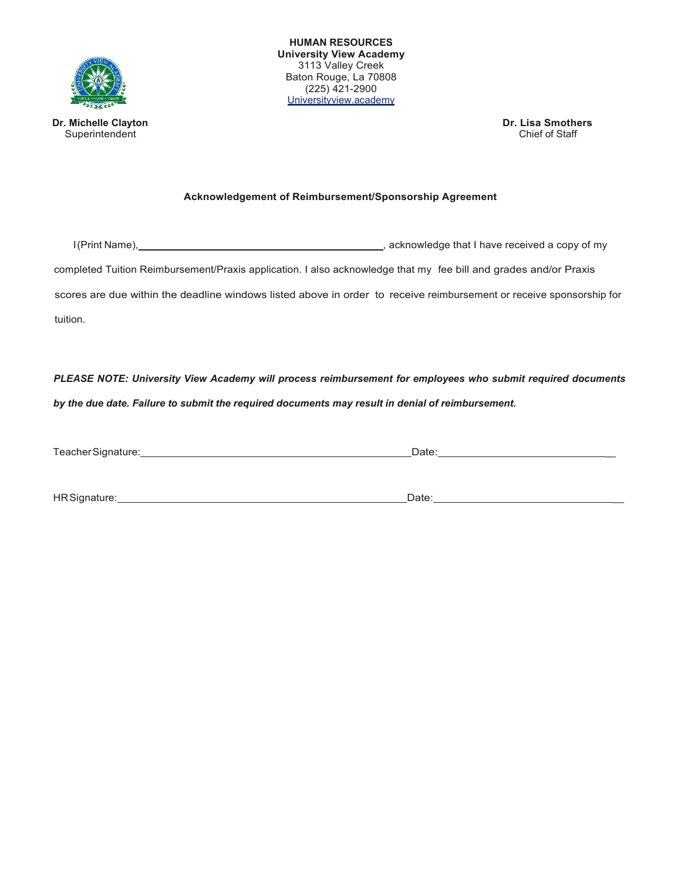**HUMAN RESOURCES**
**University View Academy**
3113 Valley Creek
Baton Rouge, La 70808
(225) 421-2900
Universityview.academy

**Dr. Michelle Clayton**
Superintendent

**Dr. Lisa Smothers**
Chief of Staff

### Acknowledgement of Reimbursement/Sponsorship Agreement

I (Print Name), ________________________________________, acknowledge that I have received a copy of my completed Tuition Reimbursement/Praxis application. I also acknowledge that my fee bill and grades and/or Praxis scores are due within the deadline windows listed above in order to receive reimbursement or receive sponsorship for tuition.

***PLEASE NOTE: University View Academy will process reimbursement for employees who submit required documents by the due date. Failure to submit the required documents may result in denial of reimbursement.***

Teacher Signature: ________________________________________ Date: ______________________________

HR Signature: ________________________________________ Date: ______________________________